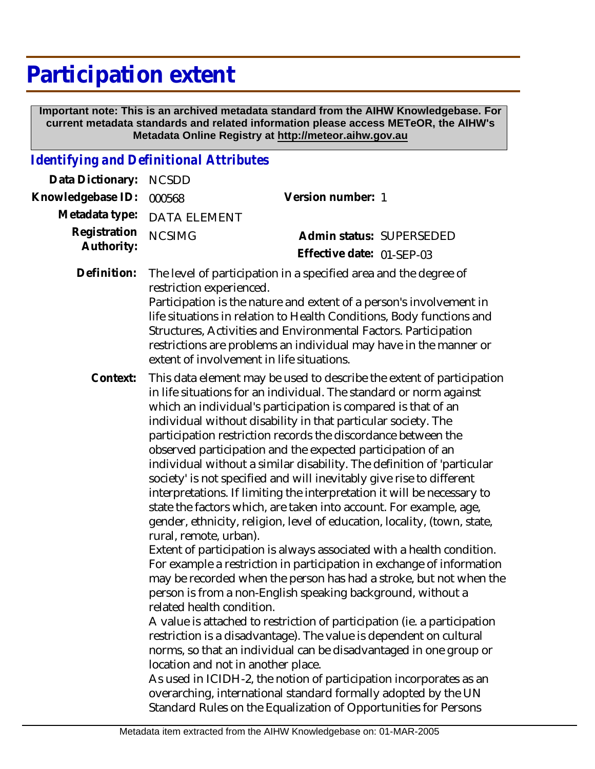# Participation extent

**Important note: This is an archived metadata standard from the AIHW Knowledgebase. For current metadata standards and related information please access METeOR, the AIHW's Metadata Online Registry at http://meteor.aihw.gov.au**

## *Identifying and Definitional Attributes*

**Data Dictionary:** NCSDD

**Knowledgebase ID:** 000568

**Version number:** 1

**Metadata type:** DATA ELEMENT

**Registration Authority:** NCSIMG

**Admin status:** SUPERSEDED

**Effective date:** 01-SEP-03

**Definition:** The level of participation in a specified area and the degree of restriction experienced.
Participation is the nature and extent of a person's involvement in life situations in relation to Health Conditions, Body functions and Structures, Activities and Environmental Factors. Participation restrictions are problems an individual may have in the manner or extent of involvement in life situations.

**Context:** This data element may be used to describe the extent of participation in life situations for an individual. The standard or norm against which an individual's participation is compared is that of an individual without disability in that particular society. The participation restriction records the discordance between the observed participation and the expected participation of an individual without a similar disability. The definition of 'particular society' is not specified and will inevitably give rise to different interpretations. If limiting the interpretation it will be necessary to state the factors which, are taken into account. For example, age, gender, ethnicity, religion, level of education, locality, (town, state, rural, remote, urban).
Extent of participation is always associated with a health condition. For example a restriction in participation in exchange of information may be recorded when the person has had a stroke, but not when the person is from a non-English speaking background, without a related health condition.
A value is attached to restriction of participation (ie. a participation restriction is a disadvantage). The value is dependent on cultural norms, so that an individual can be disadvantaged in one group or location and not in another place.
As used in ICIDH-2, the notion of participation incorporates as an overarching, international standard formally adopted by the UN Standard Rules on the Equalization of Opportunities for Persons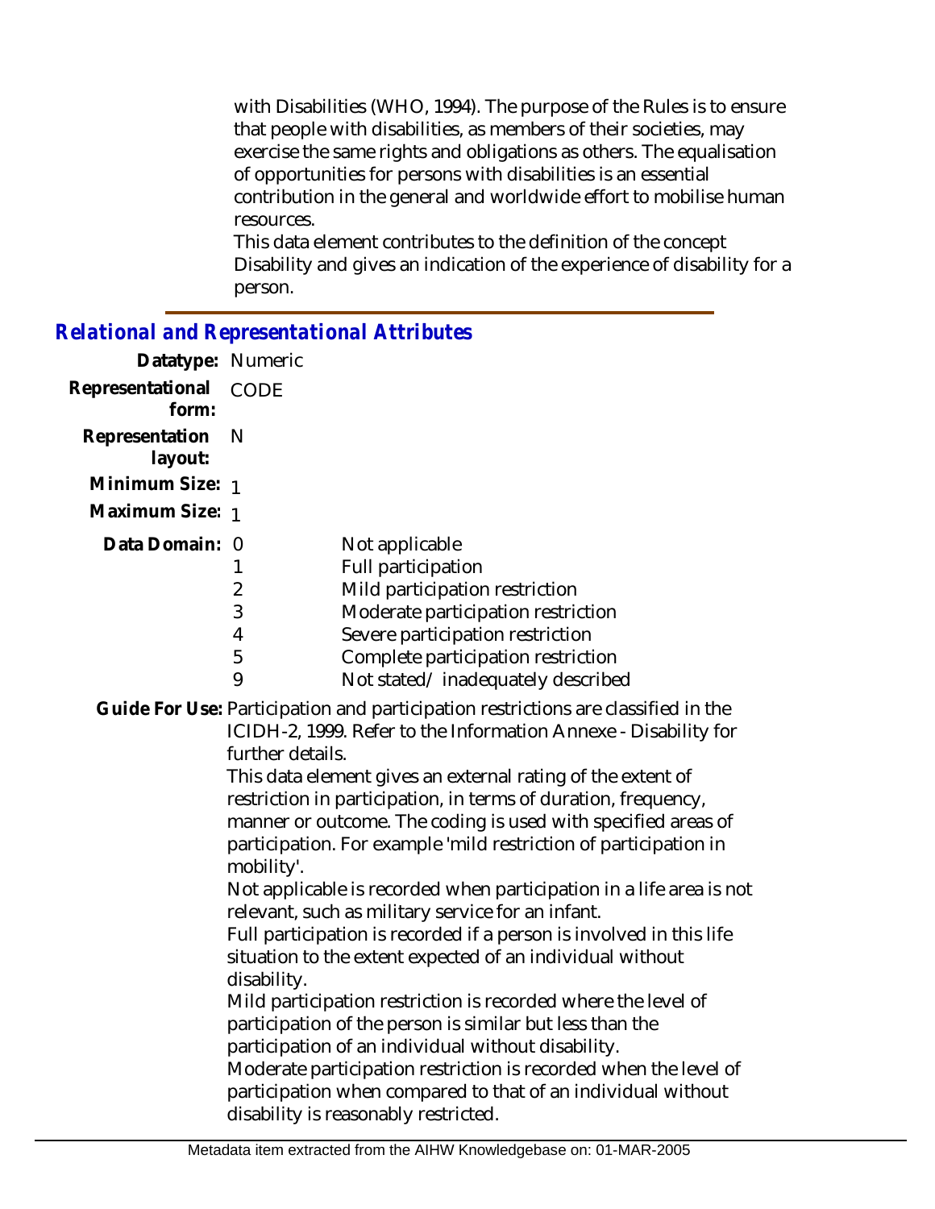with Disabilities (WHO, 1994). The purpose of the Rules is to ensure that people with disabilities, as members of their societies, may exercise the same rights and obligations as others. The equalisation of opportunities for persons with disabilities is an essential contribution in the general and worldwide effort to mobilise human resources.

This data element contributes to the definition of the concept Disability and gives an indication of the experience of disability for a person.

## *Relational and Representational Attributes*

**Datatype:** Numeric

**Representational form:** CODE

**Representation layout:** N

**Minimum Size:** 1

**Maximum Size:** 1

**Data Domain:**

| Code | Description |
|---|---|
| 0 | Not applicable |
| 1 | Full participation |
| 2 | Mild participation restriction |
| 3 | Moderate participation restriction |
| 4 | Severe participation restriction |
| 5 | Complete participation restriction |
| 9 | Not stated/ inadequately described |

**Guide For Use:** Participation and participation restrictions are classified in the ICIDH-2, 1999. Refer to the Information Annexe - Disability for further details.

This data element gives an external rating of the extent of restriction in participation, in terms of duration, frequency, manner or outcome. The coding is used with specified areas of participation. For example 'mild restriction of participation in mobility'.

Not applicable is recorded when participation in a life area is not relevant, such as military service for an infant.

Full participation is recorded if a person is involved in this life situation to the extent expected of an individual without disability.

Mild participation restriction is recorded where the level of participation of the person is similar but less than the participation of an individual without disability.

Moderate participation restriction is recorded when the level of participation when compared to that of an individual without disability is reasonably restricted.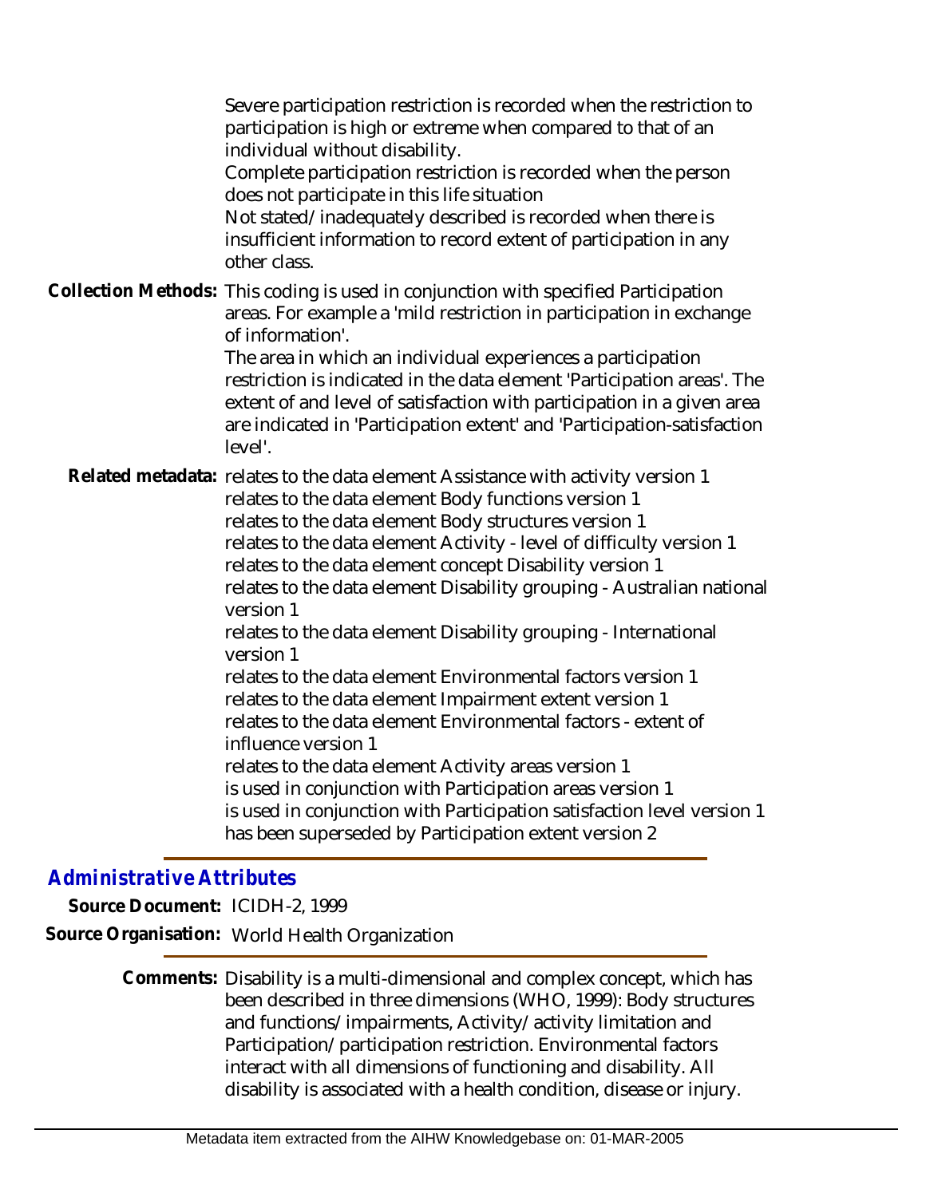Severe participation restriction is recorded when the restriction to participation is high or extreme when compared to that of an individual without disability.
Complete participation restriction is recorded when the person does not participate in this life situation
Not stated/inadequately described is recorded when there is insufficient information to record extent of participation in any other class.

**Collection Methods:** This coding is used in conjunction with specified Participation areas. For example a 'mild restriction in participation in exchange of information'.
The area in which an individual experiences a participation restriction is indicated in the data element 'Participation areas'. The extent of and level of satisfaction with participation in a given area are indicated in 'Participation extent' and 'Participation-satisfaction level'.

**Related metadata:** relates to the data element Assistance with activity version 1
relates to the data element Body functions version 1
relates to the data element Body structures version 1
relates to the data element Activity - level of difficulty version 1
relates to the data element concept Disability version 1
relates to the data element Disability grouping - Australian national version 1
relates to the data element Disability grouping - International version 1
relates to the data element Environmental factors version 1
relates to the data element Impairment extent version 1
relates to the data element Environmental factors - extent of influence version 1
relates to the data element Activity areas version 1
is used in conjunction with Participation areas version 1
is used in conjunction with Participation satisfaction level version 1
has been superseded by Participation extent version 2

## *Administrative Attributes*

**Source Document:** ICIDH-2, 1999

**Source Organisation:** World Health Organization

**Comments:** Disability is a multi-dimensional and complex concept, which has been described in three dimensions (WHO, 1999): Body structures and functions/impairments, Activity/activity limitation and Participation/participation restriction. Environmental factors interact with all dimensions of functioning and disability. All disability is associated with a health condition, disease or injury.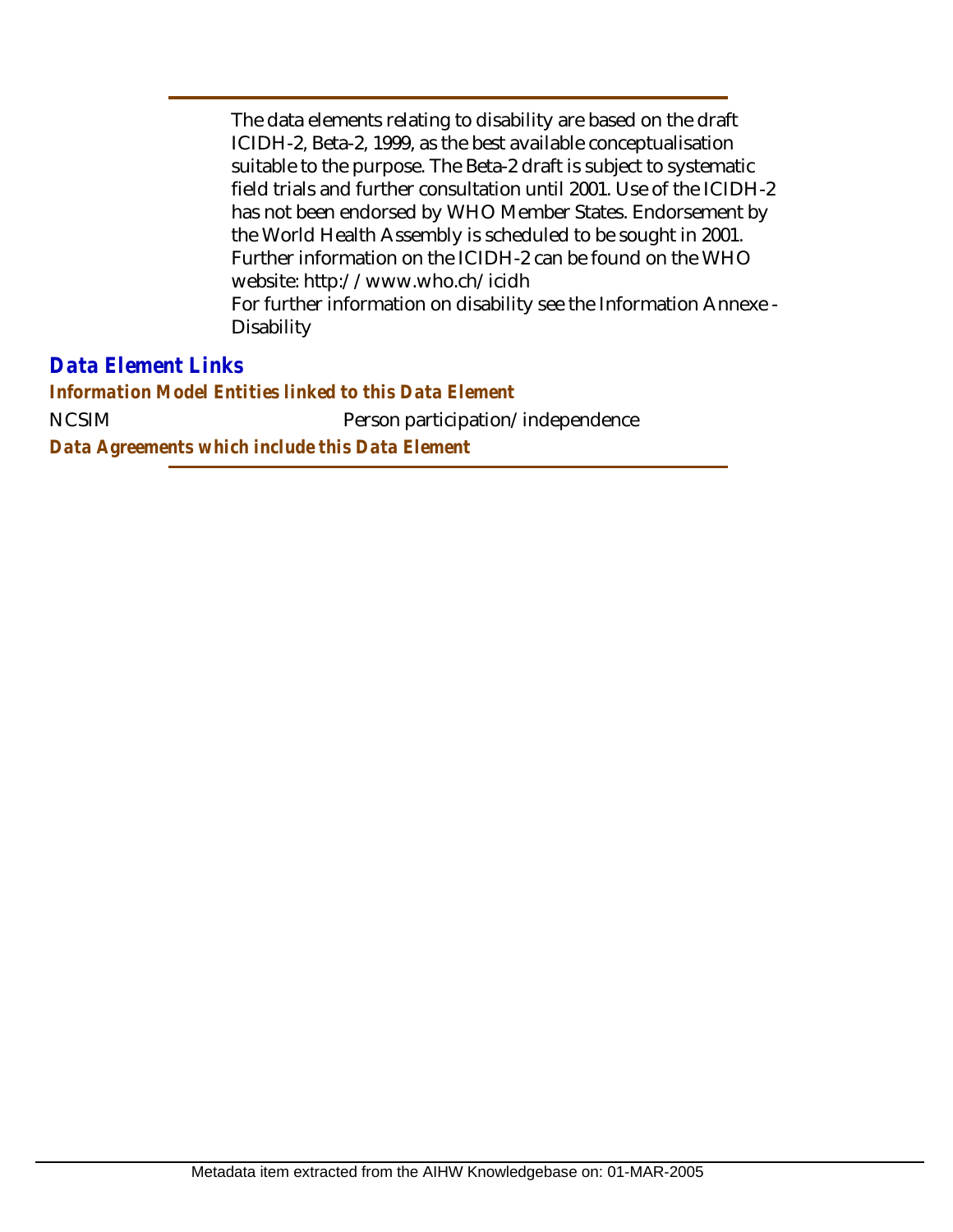The data elements relating to disability are based on the draft ICIDH-2, Beta-2, 1999, as the best available conceptualisation suitable to the purpose. The Beta-2 draft is subject to systematic field trials and further consultation until 2001. Use of the ICIDH-2 has not been endorsed by WHO Member States. Endorsement by the World Health Assembly is scheduled to be sought in 2001. Further information on the ICIDH-2 can be found on the WHO website: http://www.who.ch/icidh
For further information on disability see the Information Annexe - Disability

## Data Element Links

### Information Model Entities linked to this Data Element

| | |
|---|---|
| NCSIM | Person participation/independence |

### Data Agreements which include this Data Element

Metadata item extracted from the AIHW Knowledgebase on: 01-MAR-2005